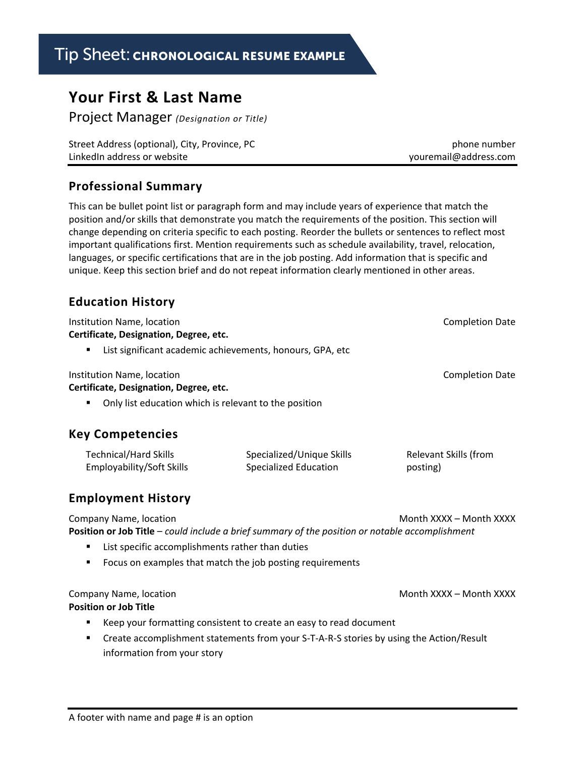# Tip Sheet: CHRONOLOGICAL RESUME EXAMPLE

## Your First & Last Name

Project Manager *(Designation or Title)*

Street Address (optional), City, Province, PC — phone number
LinkedIn address or website — youremail@address.com

### Professional Summary

This can be bullet point list or paragraph form and may include years of experience that match the position and/or skills that demonstrate you match the requirements of the position. This section will change depending on criteria specific to each posting. Reorder the bullets or sentences to reflect most important qualifications first. Mention requirements such as schedule availability, travel, relocation, languages, or specific certifications that are in the job posting. Add information that is specific and unique. Keep this section brief and do not repeat information clearly mentioned in other areas.

### Education History

Institution Name, location — Completion Date
**Certificate, Designation, Degree, etc.**

- List significant academic achievements, honours, GPA, etc

Institution Name, location — Completion Date
**Certificate, Designation, Degree, etc.**

- Only list education which is relevant to the position

### Key Competencies

| | | |
|---|---|---|
| Technical/Hard Skills | Specialized/Unique Skills | Relevant Skills (from posting) |
| Employability/Soft Skills | Specialized Education | |

### Employment History

Company Name, location — Month XXXX – Month XXXX
**Position or Job Title** – *could include a brief summary of the position or notable accomplishment*

- List specific accomplishments rather than duties
- Focus on examples that match the job posting requirements

Company Name, location — Month XXXX – Month XXXX
**Position or Job Title**

- Keep your formatting consistent to create an easy to read document
- Create accomplishment statements from your S-T-A-R-S stories by using the Action/Result information from your story

A footer with name and page # is an option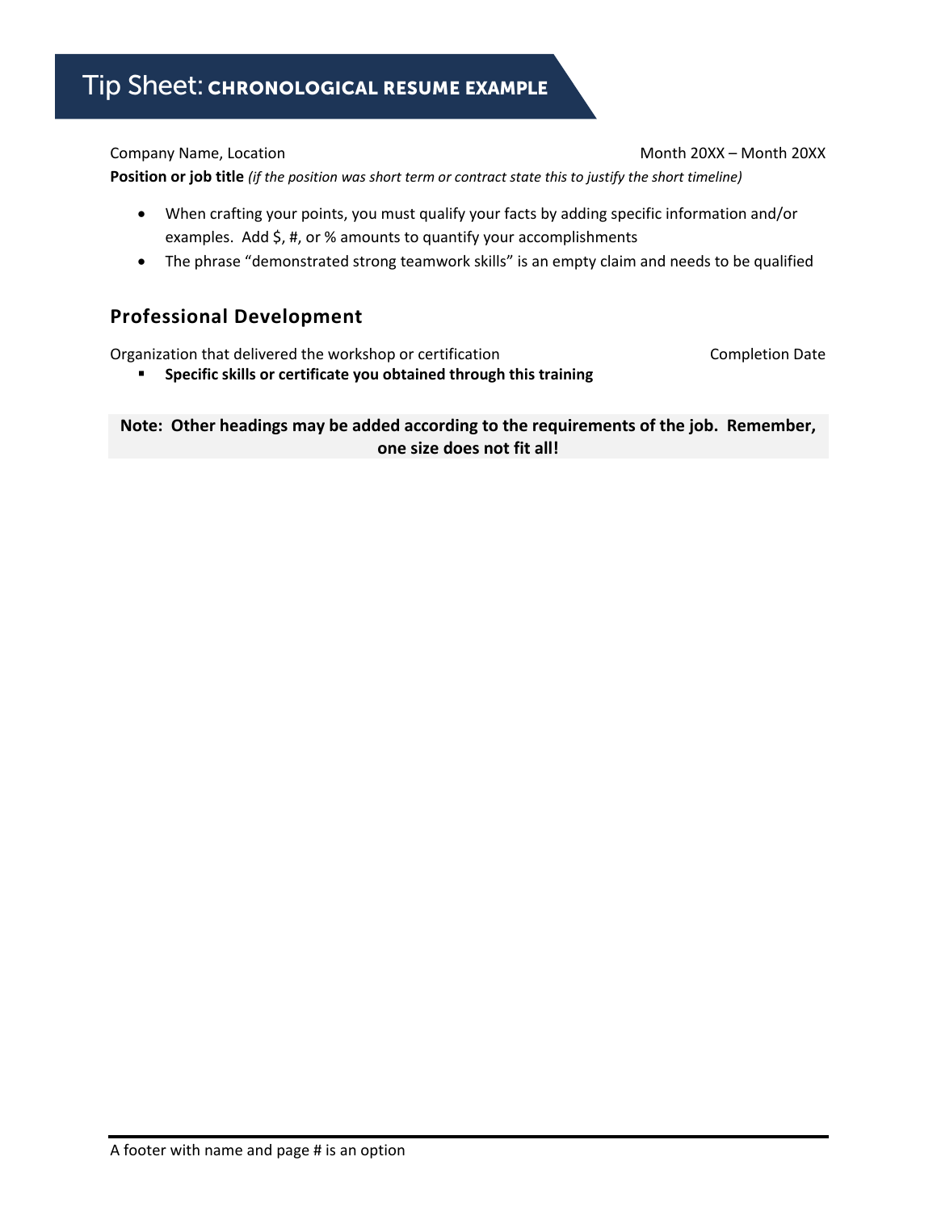Company Name, Location Month 20XX – Month 20XX

**Position or job title** *(if the position was short term or contract state this to justify the short timeline)*

- When crafting your points, you must qualify your facts by adding specific information and/or examples. Add $, #, or % amounts to quantify your accomplishments
- The phrase "demonstrated strong teamwork skills" is an empty claim and needs to be qualified

## Professional Development

Organization that delivered the workshop or certification Completion Date

- **Specific skills or certificate you obtained through this training**

**Note: Other headings may be added according to the requirements of the job. Remember, one size does not fit all!**